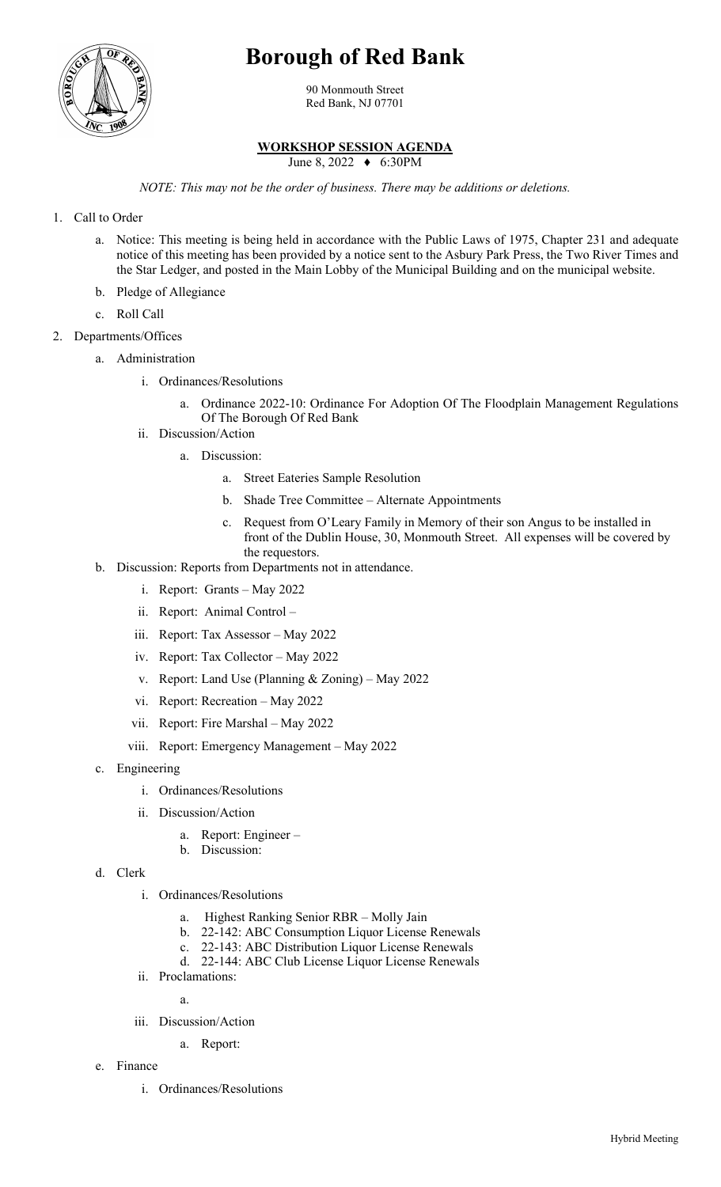# Borough of Red Bank

90 Monmouth Street
Red Bank, NJ 07701

**WORKSHOP SESSION AGENDA**

June 8, 2022 ♦ 6:30PM

*NOTE: This may not be the order of business. There may be additions or deletions.*

1. Call to Order
    a. Notice: This meeting is being held in accordance with the Public Laws of 1975, Chapter 231 and adequate notice of this meeting has been provided by a notice sent to the Asbury Park Press, the Two River Times and the Star Ledger, and posted in the Main Lobby of the Municipal Building and on the municipal website.
    b. Pledge of Allegiance
    c. Roll Call
2. Departments/Offices
    a. Administration
        i. Ordinances/Resolutions
            a. Ordinance 2022-10: Ordinance For Adoption Of The Floodplain Management Regulations Of The Borough Of Red Bank
        ii. Discussion/Action
            a. Discussion:
                a. Street Eateries Sample Resolution
                b. Shade Tree Committee – Alternate Appointments
                c. Request from O'Leary Family in Memory of their son Angus to be installed in front of the Dublin House, 30, Monmouth Street. All expenses will be covered by the requestors.
    b. Discussion: Reports from Departments not in attendance.
        i. Report: Grants – May 2022
        ii. Report: Animal Control –
        iii. Report: Tax Assessor – May 2022
        iv. Report: Tax Collector – May 2022
        v. Report: Land Use (Planning & Zoning) – May 2022
        vi. Report: Recreation – May 2022
        vii. Report: Fire Marshal – May 2022
        viii. Report: Emergency Management – May 2022
    c. Engineering
        i. Ordinances/Resolutions
        ii. Discussion/Action
            a. Report: Engineer –
            b. Discussion:
    d. Clerk
        i. Ordinances/Resolutions
            a. Highest Ranking Senior RBR – Molly Jain
            b. 22-142: ABC Consumption Liquor License Renewals
            c. 22-143: ABC Distribution Liquor License Renewals
            d. 22-144: ABC Club License Liquor License Renewals
        ii. Proclamations:
            a.
        iii. Discussion/Action
            a. Report:
    e. Finance
        i. Ordinances/Resolutions

Hybrid Meeting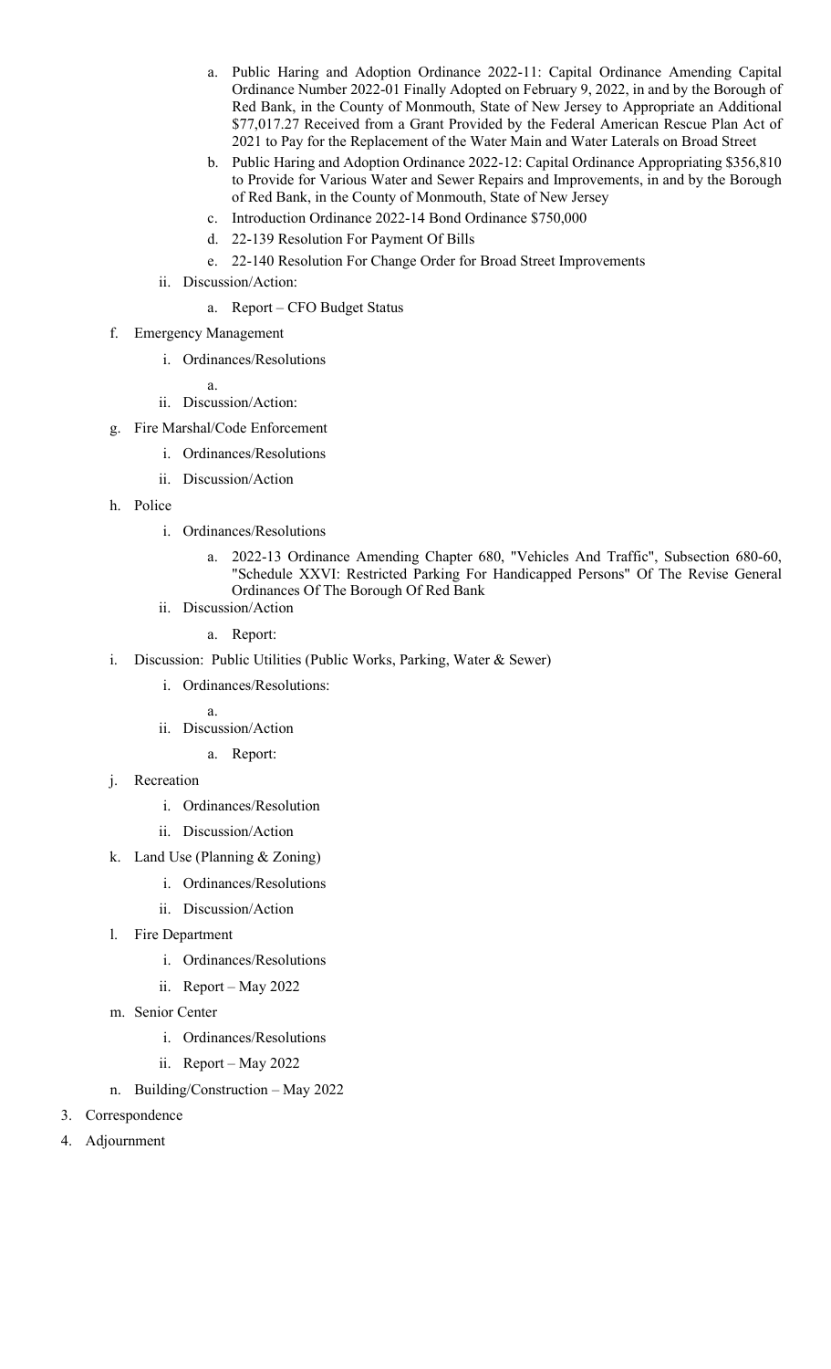- a. Public Haring and Adoption Ordinance 2022-11: Capital Ordinance Amending Capital Ordinance Number 2022-01 Finally Adopted on February 9, 2022, in and by the Borough of Red Bank, in the County of Monmouth, State of New Jersey to Appropriate an Additional $77,017.27 Received from a Grant Provided by the Federal American Rescue Plan Act of 2021 to Pay for the Replacement of the Water Main and Water Laterals on Broad Street
- b. Public Haring and Adoption Ordinance 2022-12: Capital Ordinance Appropriating $356,810 to Provide for Various Water and Sewer Repairs and Improvements, in and by the Borough of Red Bank, in the County of Monmouth, State of New Jersey
- c. Introduction Ordinance 2022-14 Bond Ordinance $750,000
- d. 22-139 Resolution For Payment Of Bills
- e. 22-140 Resolution For Change Order for Broad Street Improvements

ii. Discussion/Action:

- a. Report – CFO Budget Status

f. Emergency Management

- i. Ordinances/Resolutions
  - a.
- ii. Discussion/Action:

g. Fire Marshal/Code Enforcement

- i. Ordinances/Resolutions
- ii. Discussion/Action

h. Police

- i. Ordinances/Resolutions
  - a. 2022-13 Ordinance Amending Chapter 680, "Vehicles And Traffic", Subsection 680-60, "Schedule XXVI: Restricted Parking For Handicapped Persons" Of The Revise General Ordinances Of The Borough Of Red Bank
- ii. Discussion/Action
  - a. Report:

i. Discussion: Public Utilities (Public Works, Parking, Water & Sewer)

- i. Ordinances/Resolutions:
  - a.
- ii. Discussion/Action
  - a. Report:

j. Recreation

- i. Ordinances/Resolution
- ii. Discussion/Action

k. Land Use (Planning & Zoning)

- i. Ordinances/Resolutions
- ii. Discussion/Action

l. Fire Department

- i. Ordinances/Resolutions
- ii. Report – May 2022

m. Senior Center

- i. Ordinances/Resolutions
- ii. Report – May 2022

n. Building/Construction – May 2022

3. Correspondence
4. Adjournment